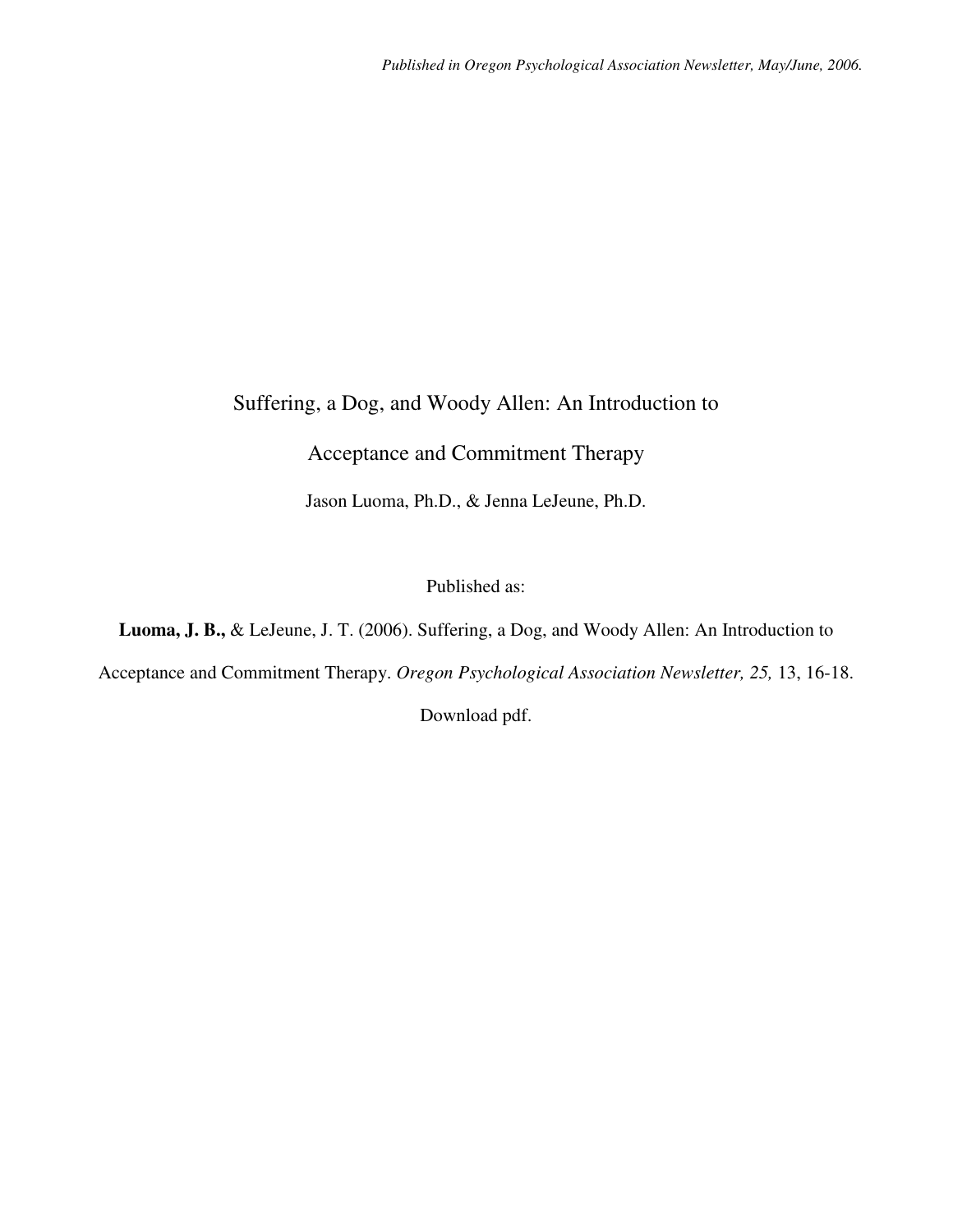*Published in Oregon Psychological Association Newsletter, May/June, 2006.*

# Suffering, a Dog, and Woody Allen: An Introduction to Acceptance and Commitment Therapy

Jason Luoma, Ph.D., & Jenna LeJeune, Ph.D.

Published as:

**Luoma, J. B.,** & LeJeune, J. T. (2006). Suffering, a Dog, and Woody Allen: An Introduction to Acceptance and Commitment Therapy. *Oregon Psychological Association Newsletter, 25,* 13, 16-18.

Download pdf.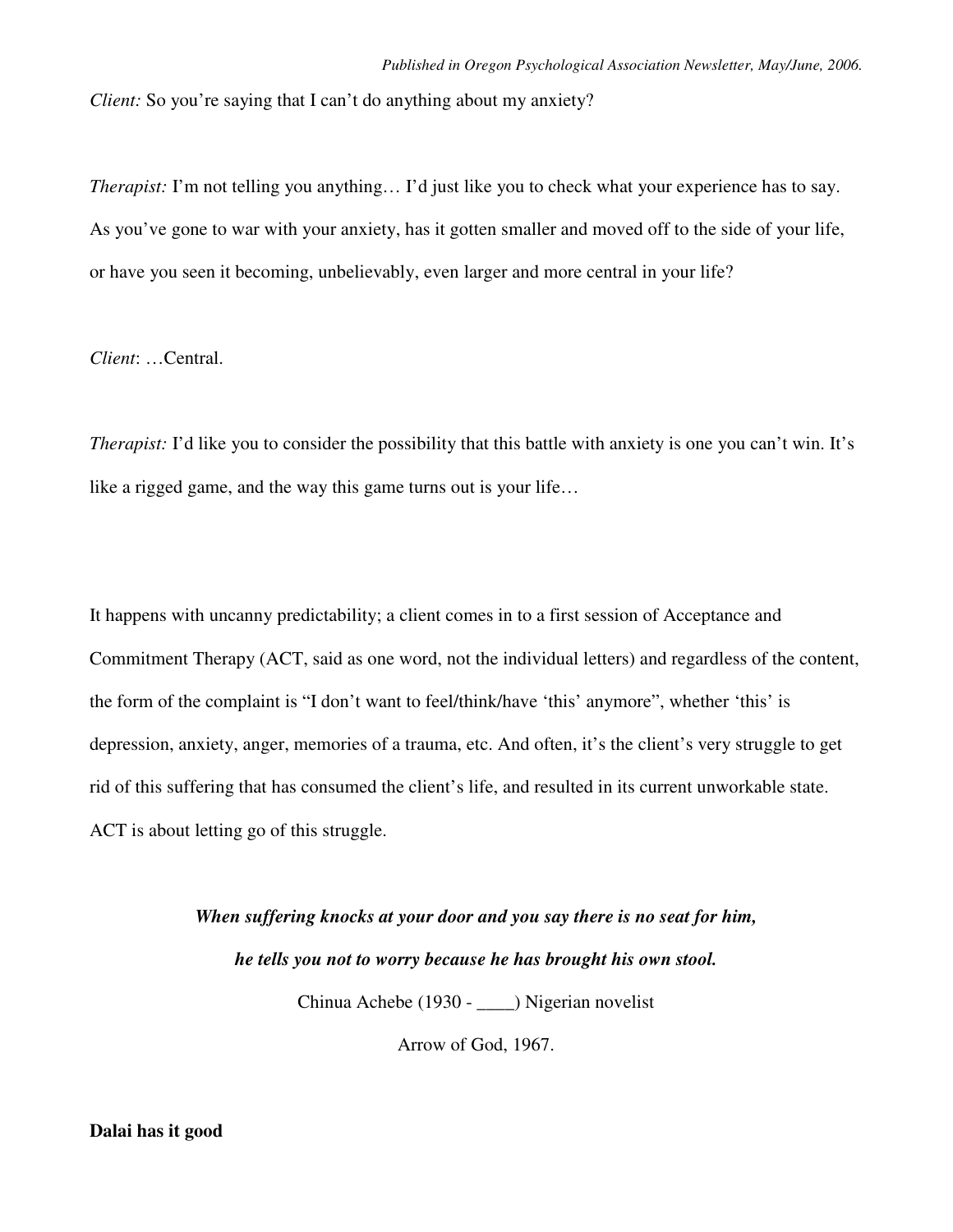*Client:* So you're saying that I can't do anything about my anxiety?

*Therapist:* I'm not telling you anything… I'd just like you to check what your experience has to say. As you've gone to war with your anxiety, has it gotten smaller and moved off to the side of your life, or have you seen it becoming, unbelievably, even larger and more central in your life?

*Client*: …Central.

*Therapist:* I'd like you to consider the possibility that this battle with anxiety is one you can't win. It's like a rigged game, and the way this game turns out is your life…

It happens with uncanny predictability; a client comes in to a first session of Acceptance and Commitment Therapy (ACT, said as one word, not the individual letters) and regardless of the content, the form of the complaint is "I don't want to feel/think/have 'this' anymore", whether 'this' is depression, anxiety, anger, memories of a trauma, etc. And often, it's the client's very struggle to get rid of this suffering that has consumed the client's life, and resulted in its current unworkable state. ACT is about letting go of this struggle.

***When suffering knocks at your door and you say there is no seat for him,***

***he tells you not to worry because he has brought his own stool.***

Chinua Achebe (1930 - ____) Nigerian novelist

Arrow of God, 1967.

**Dalai has it good**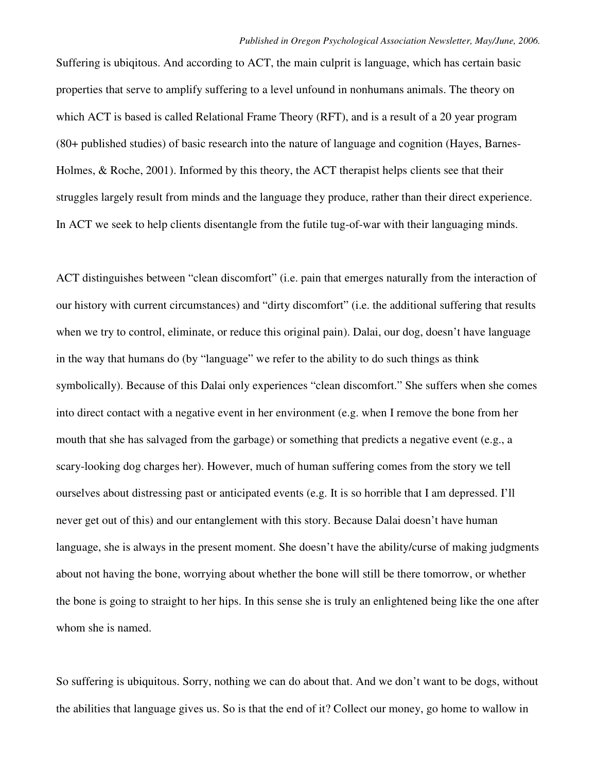Suffering is ubiqitous. And according to ACT, the main culprit is language, which has certain basic properties that serve to amplify suffering to a level unfound in nonhumans animals. The theory on which ACT is based is called Relational Frame Theory (RFT), and is a result of a 20 year program (80+ published studies) of basic research into the nature of language and cognition (Hayes, Barnes-Holmes, & Roche, 2001). Informed by this theory, the ACT therapist helps clients see that their struggles largely result from minds and the language they produce, rather than their direct experience. In ACT we seek to help clients disentangle from the futile tug-of-war with their languaging minds.

ACT distinguishes between "clean discomfort" (i.e. pain that emerges naturally from the interaction of our history with current circumstances) and "dirty discomfort" (i.e. the additional suffering that results when we try to control, eliminate, or reduce this original pain). Dalai, our dog, doesn't have language in the way that humans do (by "language" we refer to the ability to do such things as think symbolically). Because of this Dalai only experiences "clean discomfort." She suffers when she comes into direct contact with a negative event in her environment (e.g. when I remove the bone from her mouth that she has salvaged from the garbage) or something that predicts a negative event (e.g., a scary-looking dog charges her). However, much of human suffering comes from the story we tell ourselves about distressing past or anticipated events (e.g. It is so horrible that I am depressed. I'll never get out of this) and our entanglement with this story. Because Dalai doesn't have human language, she is always in the present moment. She doesn't have the ability/curse of making judgments about not having the bone, worrying about whether the bone will still be there tomorrow, or whether the bone is going to straight to her hips. In this sense she is truly an enlightened being like the one after whom she is named.

So suffering is ubiquitous. Sorry, nothing we can do about that. And we don't want to be dogs, without the abilities that language gives us. So is that the end of it? Collect our money, go home to wallow in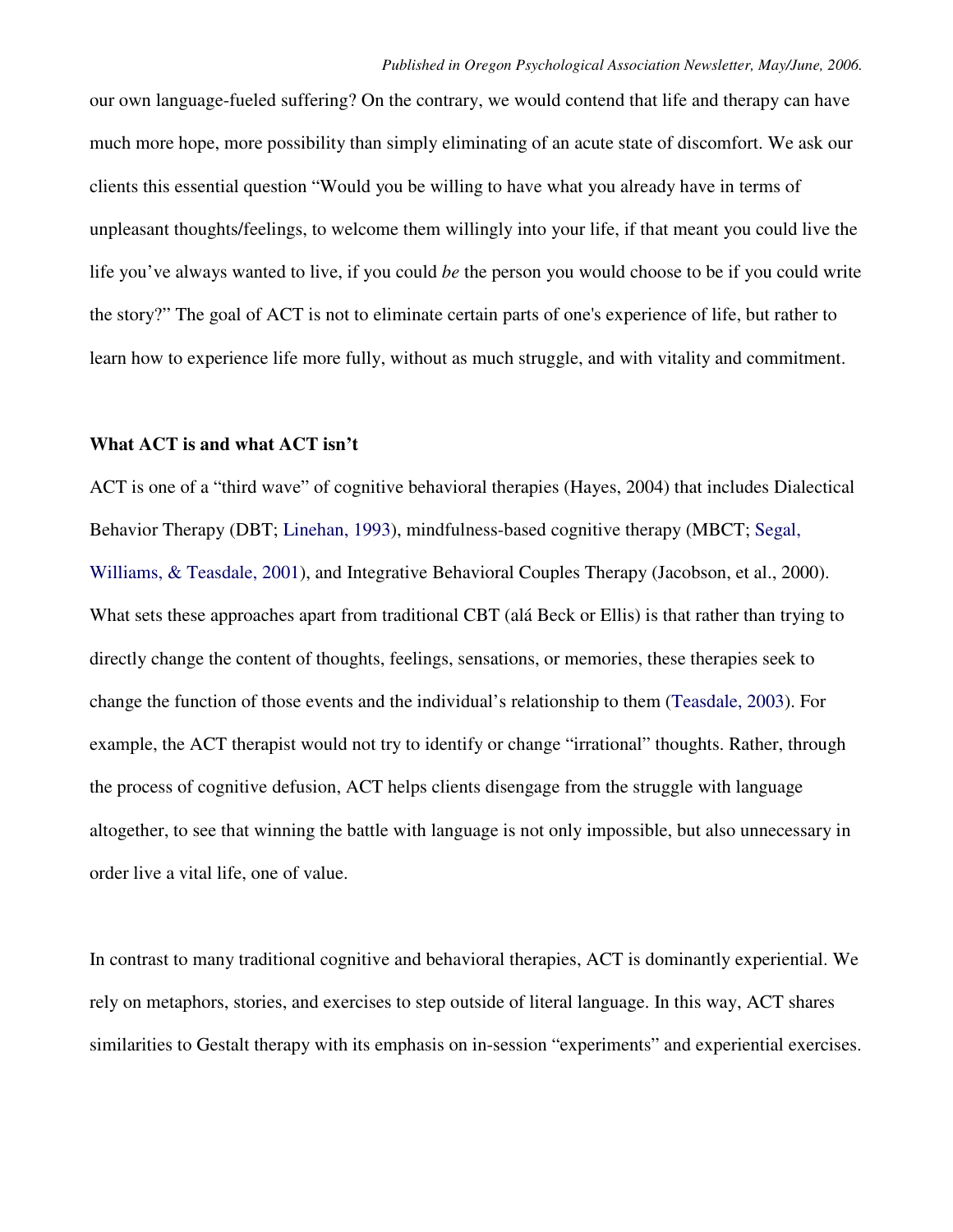our own language-fueled suffering? On the contrary, we would contend that life and therapy can have much more hope, more possibility than simply eliminating of an acute state of discomfort. We ask our clients this essential question "Would you be willing to have what you already have in terms of unpleasant thoughts/feelings, to welcome them willingly into your life, if that meant you could live the life you've always wanted to live, if you could *be* the person you would choose to be if you could write the story?" The goal of ACT is not to eliminate certain parts of one's experience of life, but rather to learn how to experience life more fully, without as much struggle, and with vitality and commitment.

**What ACT is and what ACT isn't**

ACT is one of a "third wave" of cognitive behavioral therapies (Hayes, 2004) that includes Dialectical Behavior Therapy (DBT; Linehan, 1993), mindfulness-based cognitive therapy (MBCT; Segal, Williams, & Teasdale, 2001), and Integrative Behavioral Couples Therapy (Jacobson, et al., 2000). What sets these approaches apart from traditional CBT (alá Beck or Ellis) is that rather than trying to directly change the content of thoughts, feelings, sensations, or memories, these therapies seek to change the function of those events and the individual's relationship to them (Teasdale, 2003). For example, the ACT therapist would not try to identify or change "irrational" thoughts. Rather, through the process of cognitive defusion, ACT helps clients disengage from the struggle with language altogether, to see that winning the battle with language is not only impossible, but also unnecessary in order live a vital life, one of value.

In contrast to many traditional cognitive and behavioral therapies, ACT is dominantly experiential. We rely on metaphors, stories, and exercises to step outside of literal language. In this way, ACT shares similarities to Gestalt therapy with its emphasis on in-session "experiments" and experiential exercises.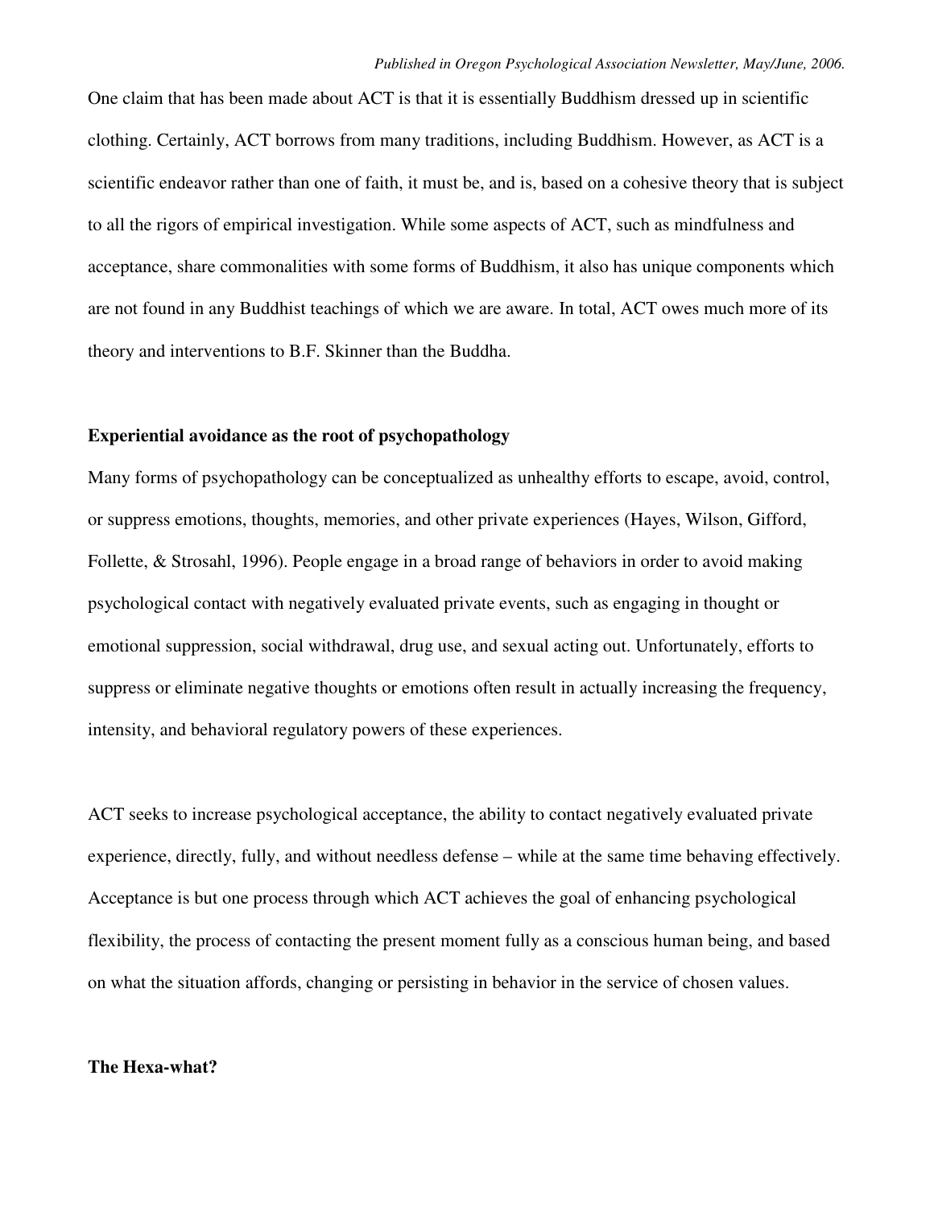One claim that has been made about ACT is that it is essentially Buddhism dressed up in scientific clothing. Certainly, ACT borrows from many traditions, including Buddhism. However, as ACT is a scientific endeavor rather than one of faith, it must be, and is, based on a cohesive theory that is subject to all the rigors of empirical investigation. While some aspects of ACT, such as mindfulness and acceptance, share commonalities with some forms of Buddhism, it also has unique components which are not found in any Buddhist teachings of which we are aware. In total, ACT owes much more of its theory and interventions to B.F. Skinner than the Buddha.

**Experiential avoidance as the root of psychopathology**

Many forms of psychopathology can be conceptualized as unhealthy efforts to escape, avoid, control, or suppress emotions, thoughts, memories, and other private experiences (Hayes, Wilson, Gifford, Follette, & Strosahl, 1996). People engage in a broad range of behaviors in order to avoid making psychological contact with negatively evaluated private events, such as engaging in thought or emotional suppression, social withdrawal, drug use, and sexual acting out. Unfortunately, efforts to suppress or eliminate negative thoughts or emotions often result in actually increasing the frequency, intensity, and behavioral regulatory powers of these experiences.

ACT seeks to increase psychological acceptance, the ability to contact negatively evaluated private experience, directly, fully, and without needless defense – while at the same time behaving effectively. Acceptance is but one process through which ACT achieves the goal of enhancing psychological flexibility, the process of contacting the present moment fully as a conscious human being, and based on what the situation affords, changing or persisting in behavior in the service of chosen values.

**The Hexa-what?**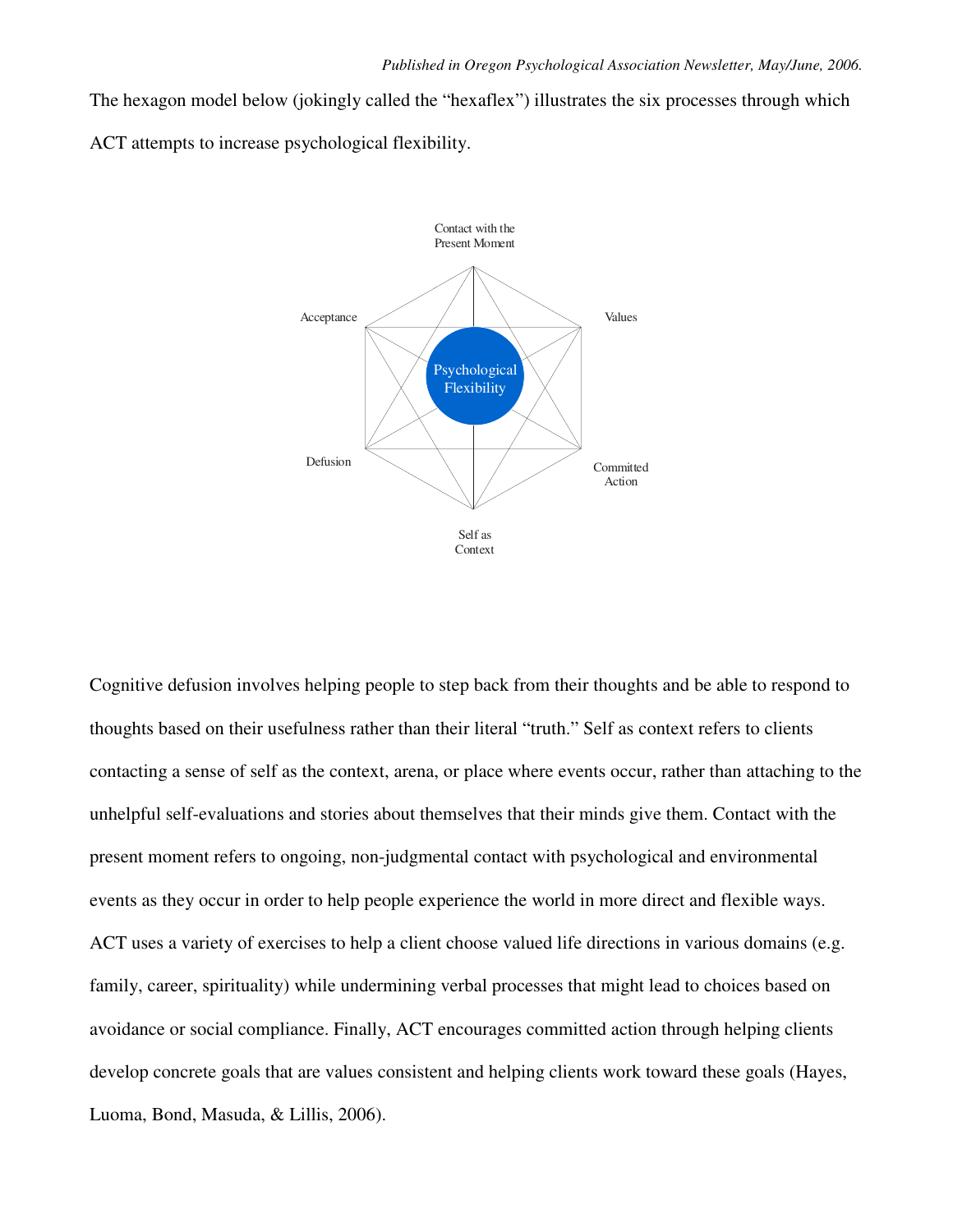The hexagon model below (jokingly called the "hexaflex") illustrates the six processes through which ACT attempts to increase psychological flexibility.

Contact with the Present Moment

Acceptance

Values

Psychological Flexibility

Defusion

Committed Action

Self as Context

Cognitive defusion involves helping people to step back from their thoughts and be able to respond to thoughts based on their usefulness rather than their literal "truth." Self as context refers to clients contacting a sense of self as the context, arena, or place where events occur, rather than attaching to the unhelpful self-evaluations and stories about themselves that their minds give them. Contact with the present moment refers to ongoing, non-judgmental contact with psychological and environmental events as they occur in order to help people experience the world in more direct and flexible ways. ACT uses a variety of exercises to help a client choose valued life directions in various domains (e.g. family, career, spirituality) while undermining verbal processes that might lead to choices based on avoidance or social compliance. Finally, ACT encourages committed action through helping clients develop concrete goals that are values consistent and helping clients work toward these goals (Hayes, Luoma, Bond, Masuda, & Lillis, 2006).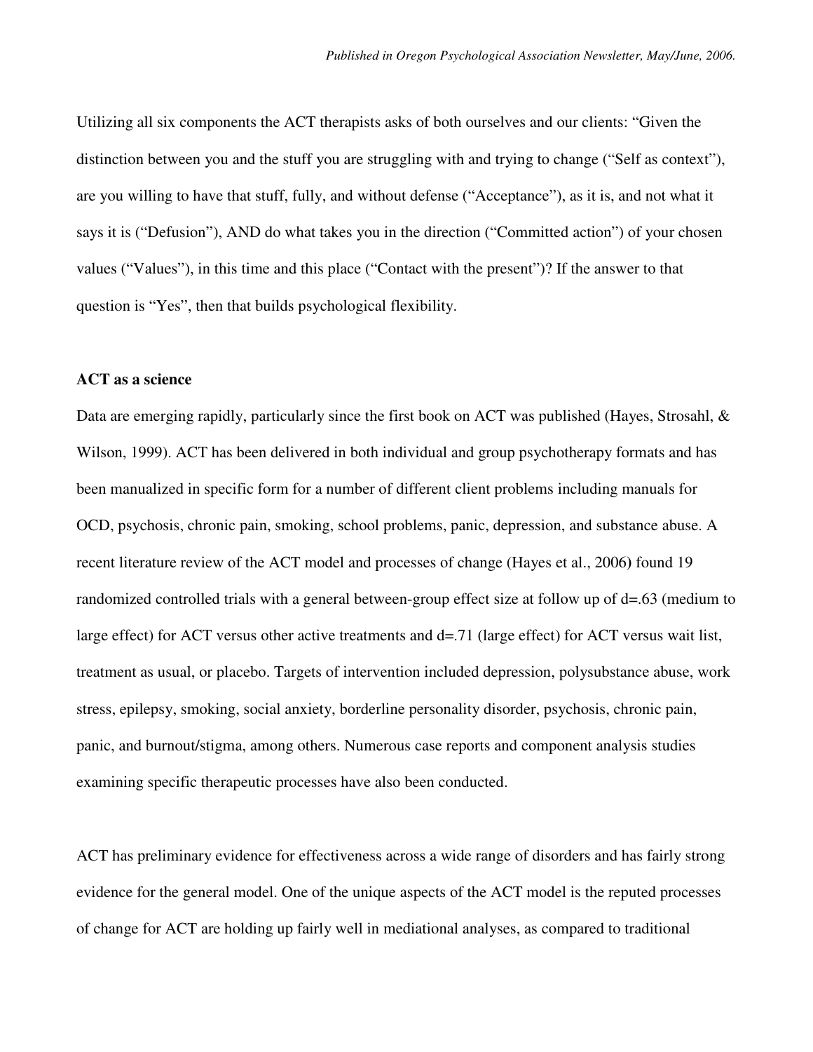Utilizing all six components the ACT therapists asks of both ourselves and our clients: "Given the distinction between you and the stuff you are struggling with and trying to change ("Self as context"), are you willing to have that stuff, fully, and without defense ("Acceptance"), as it is, and not what it says it is ("Defusion"), AND do what takes you in the direction ("Committed action") of your chosen values ("Values"), in this time and this place ("Contact with the present")? If the answer to that question is "Yes", then that builds psychological flexibility.

**ACT as a science**

Data are emerging rapidly, particularly since the first book on ACT was published (Hayes, Strosahl, & Wilson, 1999). ACT has been delivered in both individual and group psychotherapy formats and has been manualized in specific form for a number of different client problems including manuals for OCD, psychosis, chronic pain, smoking, school problems, panic, depression, and substance abuse. A recent literature review of the ACT model and processes of change (Hayes et al., 2006) found 19 randomized controlled trials with a general between-group effect size at follow up of d=.63 (medium to large effect) for ACT versus other active treatments and d=.71 (large effect) for ACT versus wait list, treatment as usual, or placebo. Targets of intervention included depression, polysubstance abuse, work stress, epilepsy, smoking, social anxiety, borderline personality disorder, psychosis, chronic pain, panic, and burnout/stigma, among others. Numerous case reports and component analysis studies examining specific therapeutic processes have also been conducted.

ACT has preliminary evidence for effectiveness across a wide range of disorders and has fairly strong evidence for the general model. One of the unique aspects of the ACT model is the reputed processes of change for ACT are holding up fairly well in mediational analyses, as compared to traditional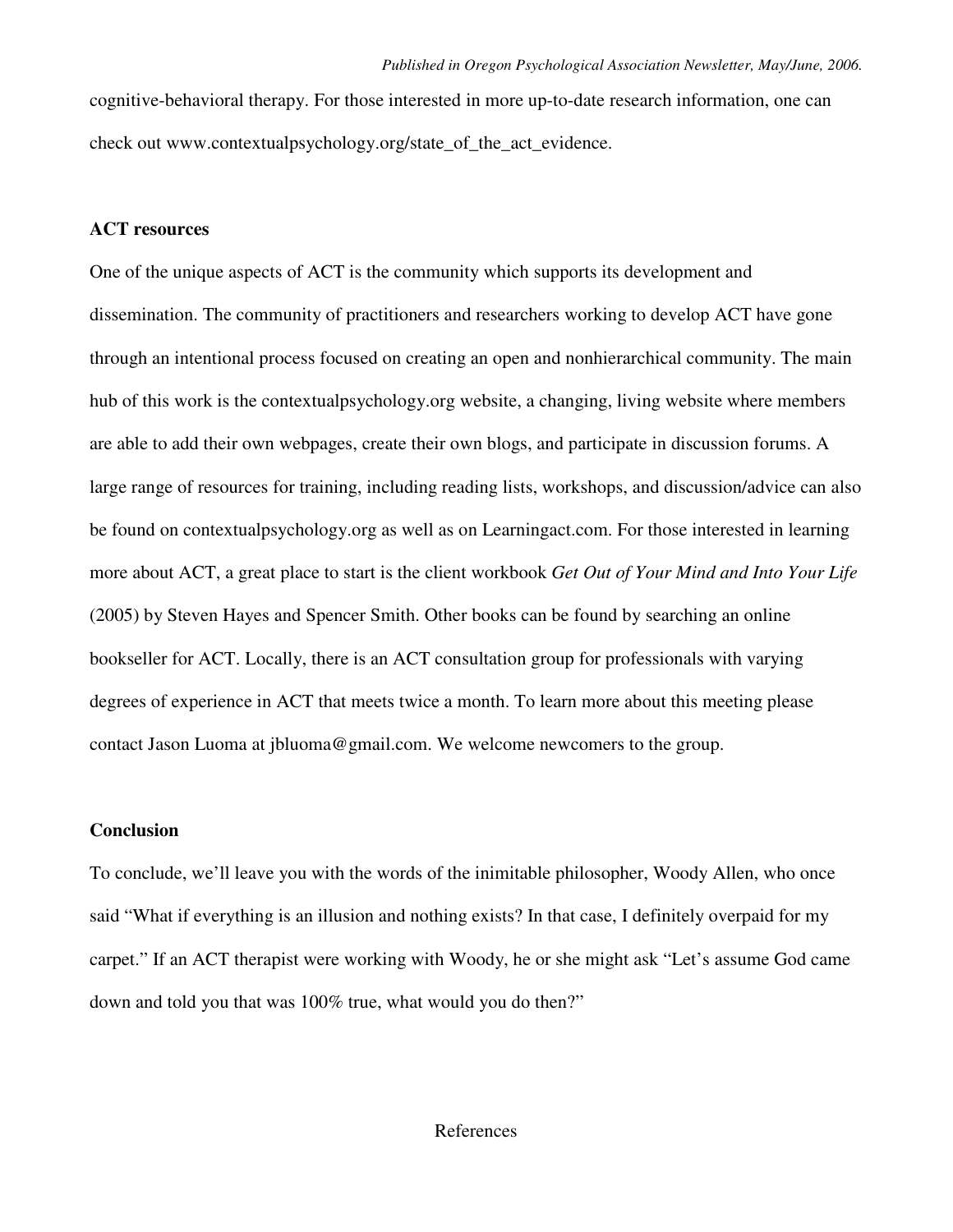cognitive-behavioral therapy. For those interested in more up-to-date research information, one can check out www.contextualpsychology.org/state_of_the_act_evidence.

## ACT resources

One of the unique aspects of ACT is the community which supports its development and dissemination. The community of practitioners and researchers working to develop ACT have gone through an intentional process focused on creating an open and nonhierarchical community. The main hub of this work is the contextualpsychology.org website, a changing, living website where members are able to add their own webpages, create their own blogs, and participate in discussion forums. A large range of resources for training, including reading lists, workshops, and discussion/advice can also be found on contextualpsychology.org as well as on Learningact.com. For those interested in learning more about ACT, a great place to start is the client workbook *Get Out of Your Mind and Into Your Life* (2005) by Steven Hayes and Spencer Smith. Other books can be found by searching an online bookseller for ACT. Locally, there is an ACT consultation group for professionals with varying degrees of experience in ACT that meets twice a month. To learn more about this meeting please contact Jason Luoma at jbluoma@gmail.com. We welcome newcomers to the group.

## Conclusion

To conclude, we'll leave you with the words of the inimitable philosopher, Woody Allen, who once said "What if everything is an illusion and nothing exists? In that case, I definitely overpaid for my carpet." If an ACT therapist were working with Woody, he or she might ask "Let's assume God came down and told you that was 100% true, what would you do then?"

References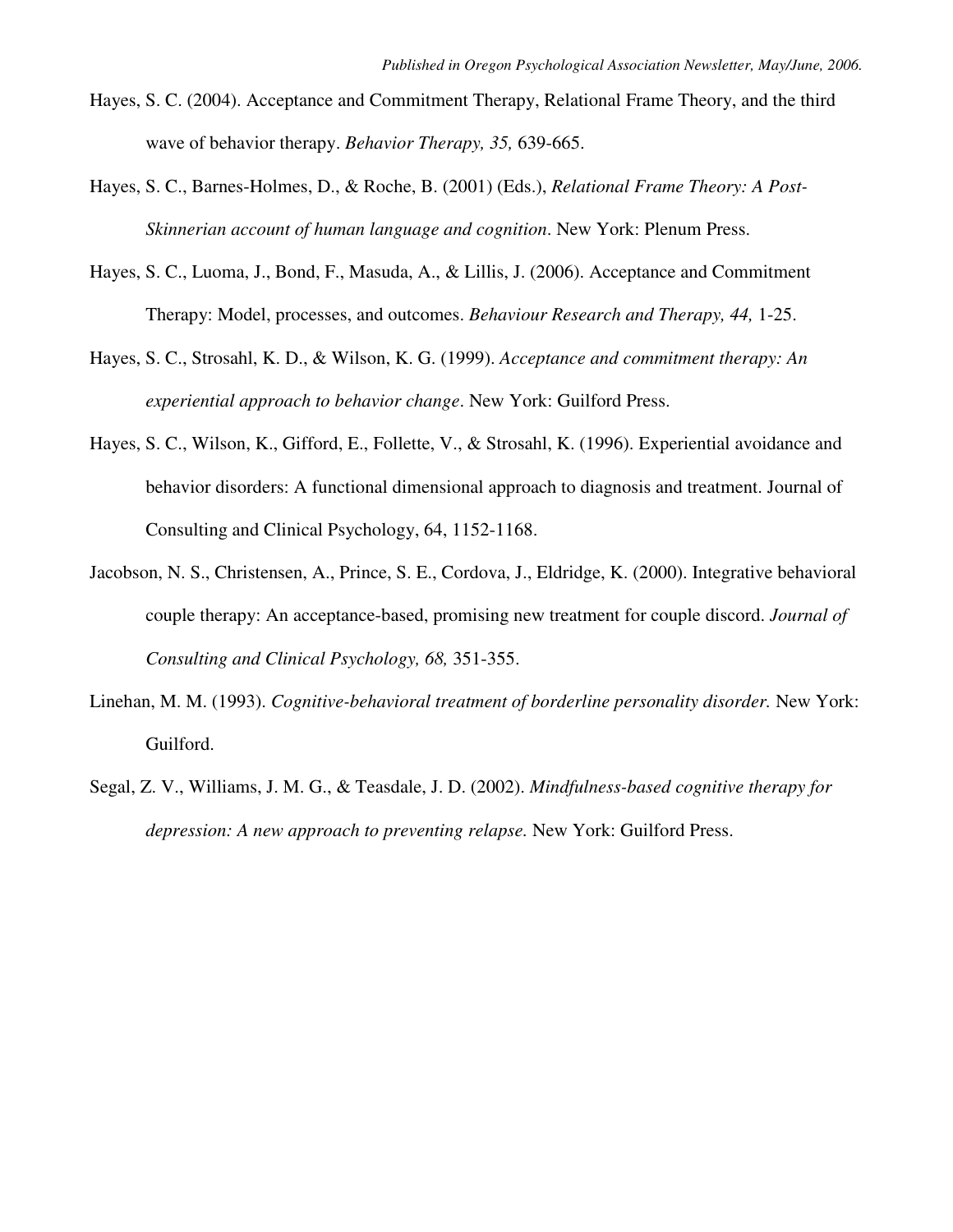Hayes, S. C. (2004). Acceptance and Commitment Therapy, Relational Frame Theory, and the third wave of behavior therapy. *Behavior Therapy, 35,* 639-665.

Hayes, S. C., Barnes-Holmes, D., & Roche, B. (2001) (Eds.), *Relational Frame Theory: A Post-Skinnerian account of human language and cognition*. New York: Plenum Press.

Hayes, S. C., Luoma, J., Bond, F., Masuda, A., & Lillis, J. (2006). Acceptance and Commitment Therapy: Model, processes, and outcomes. *Behaviour Research and Therapy, 44,* 1-25.

Hayes, S. C., Strosahl, K. D., & Wilson, K. G. (1999). *Acceptance and commitment therapy: An experiential approach to behavior change*. New York: Guilford Press.

Hayes, S. C., Wilson, K., Gifford, E., Follette, V., & Strosahl, K. (1996). Experiential avoidance and behavior disorders: A functional dimensional approach to diagnosis and treatment. Journal of Consulting and Clinical Psychology, 64, 1152-1168.

Jacobson, N. S., Christensen, A., Prince, S. E., Cordova, J., Eldridge, K. (2000). Integrative behavioral couple therapy: An acceptance-based, promising new treatment for couple discord. *Journal of Consulting and Clinical Psychology, 68,* 351-355.

Linehan, M. M. (1993). *Cognitive-behavioral treatment of borderline personality disorder.* New York: Guilford.

Segal, Z. V., Williams, J. M. G., & Teasdale, J. D. (2002). *Mindfulness-based cognitive therapy for depression: A new approach to preventing relapse.* New York: Guilford Press.